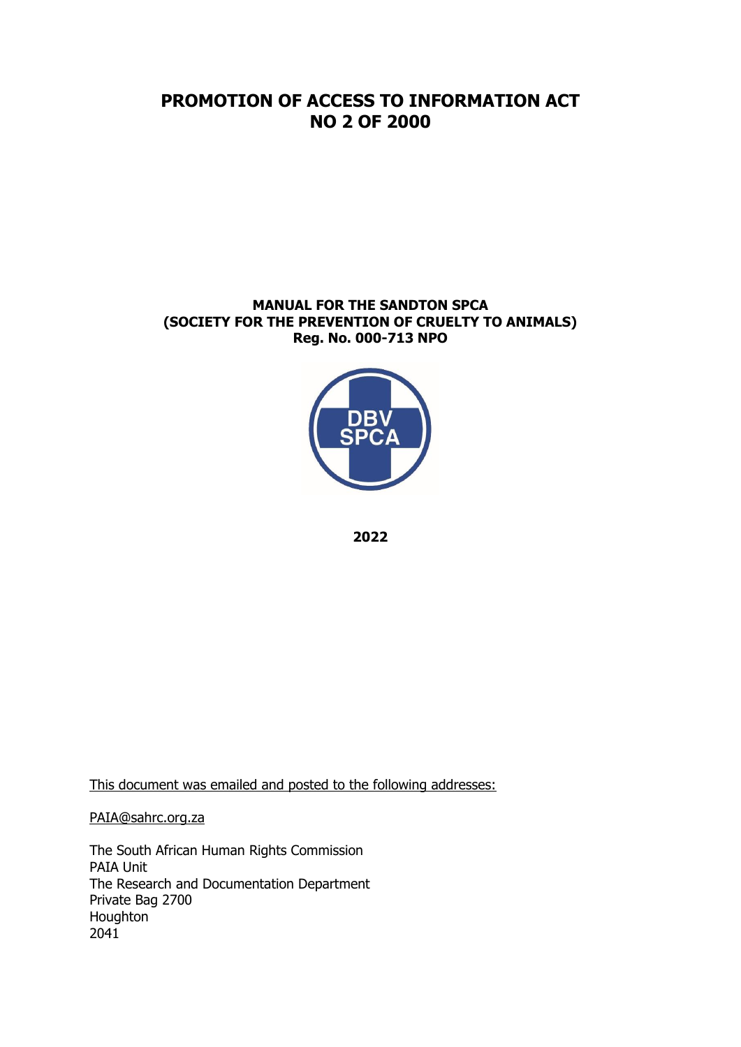# PROMOTION OF ACCESS TO INFORMATION ACT NO 2 OF 2000

**MANUAL FOR THE SANDTON SPCA**
**(SOCIETY FOR THE PREVENTION OF CRUELTY TO ANIMALS)**
**Reg. No. 000-713 NPO**

**2022**

This document was emailed and posted to the following addresses:

PAIA@sahrc.org.za

The South African Human Rights Commission
PAIA Unit
The Research and Documentation Department
Private Bag 2700
Houghton
2041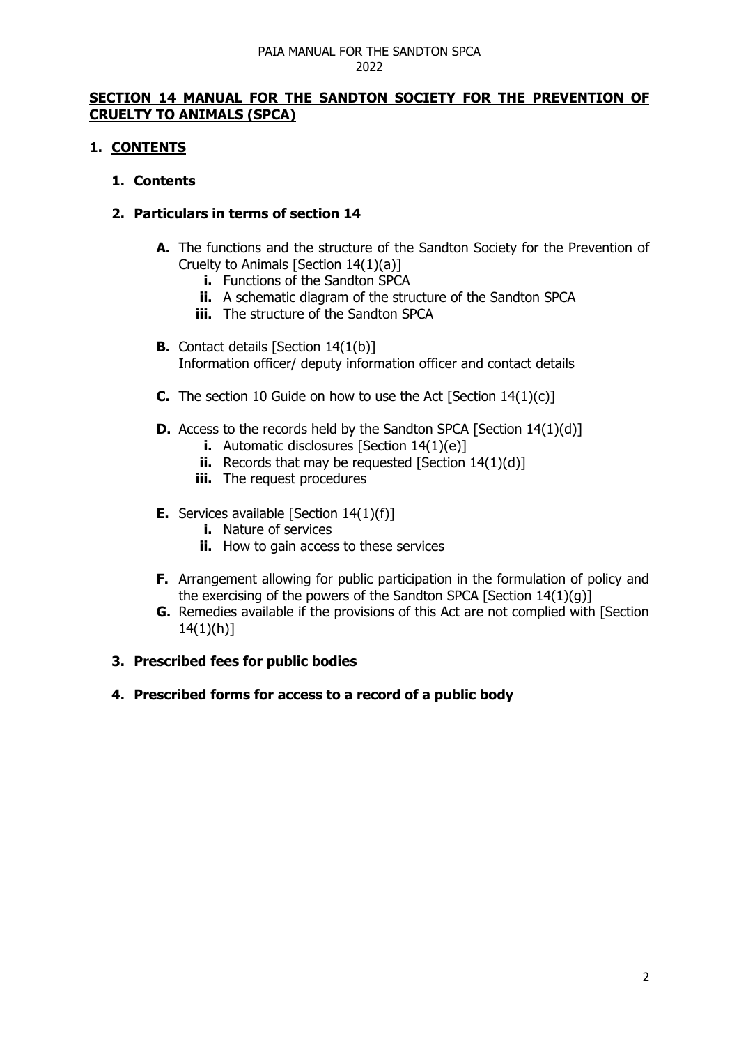**SECTION 14 MANUAL FOR THE SANDTON SOCIETY FOR THE PREVENTION OF CRUELTY TO ANIMALS (SPCA)**

## 1. CONTENTS

1. **Contents**

2. **Particulars in terms of section 14**

   **A.** The functions and the structure of the Sandton Society for the Prevention of Cruelty to Animals [Section 14(1)(a)]
      - **i.** Functions of the Sandton SPCA
      - **ii.** A schematic diagram of the structure of the Sandton SPCA
      - **iii.** The structure of the Sandton SPCA

   **B.** Contact details [Section 14(1(b)]
   Information officer/ deputy information officer and contact details

   **C.** The section 10 Guide on how to use the Act [Section 14(1)(c)]

   **D.** Access to the records held by the Sandton SPCA [Section 14(1)(d)]
      - **i.** Automatic disclosures [Section 14(1)(e)]
      - **ii.** Records that may be requested [Section 14(1)(d)]
      - **iii.** The request procedures

   **E.** Services available [Section 14(1)(f)]
      - **i.** Nature of services
      - **ii.** How to gain access to these services

   **F.** Arrangement allowing for public participation in the formulation of policy and the exercising of the powers of the Sandton SPCA [Section 14(1)(g)]

   **G.** Remedies available if the provisions of this Act are not complied with [Section 14(1)(h)]

3. **Prescribed fees for public bodies**

4. **Prescribed forms for access to a record of a public body**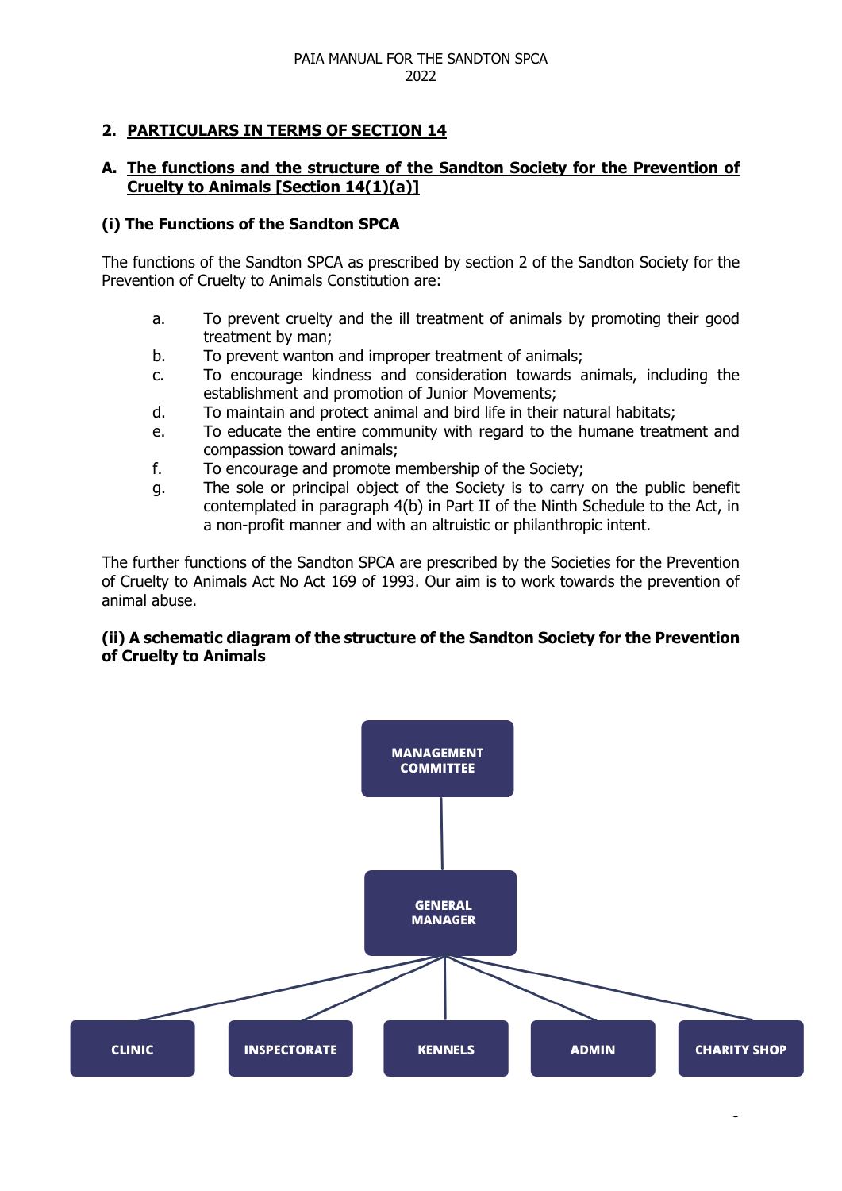## 2. PARTICULARS IN TERMS OF SECTION 14

### A. The functions and the structure of the Sandton Society for the Prevention of Cruelty to Animals [Section 14(1)(a)]

#### (i) The Functions of the Sandton SPCA

The functions of the Sandton SPCA as prescribed by section 2 of the Sandton Society for the Prevention of Cruelty to Animals Constitution are:

a. To prevent cruelty and the ill treatment of animals by promoting their good treatment by man;
b. To prevent wanton and improper treatment of animals;
c. To encourage kindness and consideration towards animals, including the establishment and promotion of Junior Movements;
d. To maintain and protect animal and bird life in their natural habitats;
e. To educate the entire community with regard to the humane treatment and compassion toward animals;
f. To encourage and promote membership of the Society;
g. The sole or principal object of the Society is to carry on the public benefit contemplated in paragraph 4(b) in Part II of the Ninth Schedule to the Act, in a non-profit manner and with an altruistic or philanthropic intent.

The further functions of the Sandton SPCA are prescribed by the Societies for the Prevention of Cruelty to Animals Act No Act 169 of 1993. Our aim is to work towards the prevention of animal abuse.

#### (ii) A schematic diagram of the structure of the Sandton Society for the Prevention of Cruelty to Animals

- MANAGEMENT COMMITTEE
  - GENERAL MANAGER
    - CLINIC
    - INSPECTORATE
    - KENNELS
    - ADMIN
    - CHARITY SHOP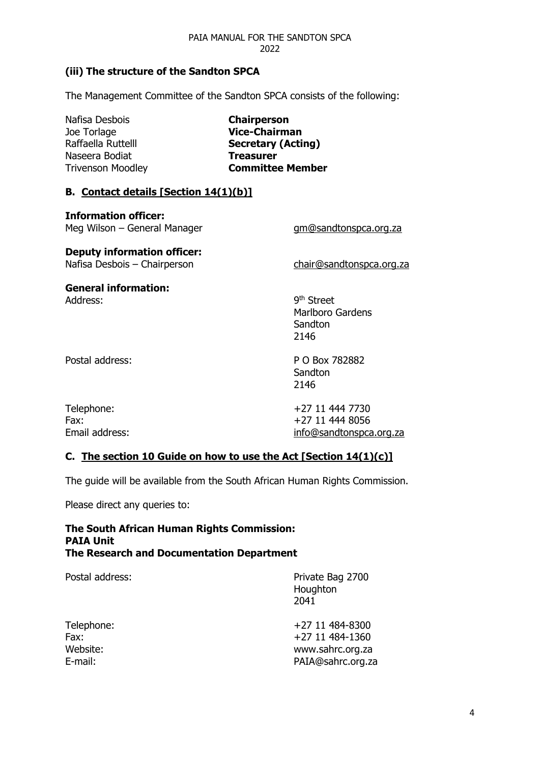### (iii) The structure of the Sandton SPCA

The Management Committee of the Sandton SPCA consists of the following:

| | |
|---|---|
| Nafisa Desbois | **Chairperson** |
| Joe Torlage | **Vice-Chairman** |
| Raffaella Ruttelll | **Secretary (Acting)** |
| Naseera Bodiat | **Treasurer** |
| Trivenson Moodley | **Committee Member** |

## B. Contact details [Section 14(1)(b)]

**Information officer:**
Meg Wilson – General Manager — gm@sandtonspca.org.za

**Deputy information officer:**
Nafisa Desbois – Chairperson — chair@sandtonspca.org.za

**General information:**

| | |
|---|---|
| Address: | 9th Street<br>Marlboro Gardens<br>Sandton<br>2146 |
| Postal address: | P O Box 782882<br>Sandton<br>2146 |
| Telephone: | +27 11 444 7730 |
| Fax: | +27 11 444 8056 |
| Email address: | info@sandtonspca.org.za |

## C. The section 10 Guide on how to use the Act [Section 14(1)(c)]

The guide will be available from the South African Human Rights Commission.

Please direct any queries to:

**The South African Human Rights Commission:**
**PAIA Unit**
**The Research and Documentation Department**

| | |
|---|---|
| Postal address: | Private Bag 2700<br>Houghton<br>2041 |
| Telephone: | +27 11 484-8300 |
| Fax: | +27 11 484-1360 |
| Website: | www.sahrc.org.za |
| E-mail: | PAIA@sahrc.org.za |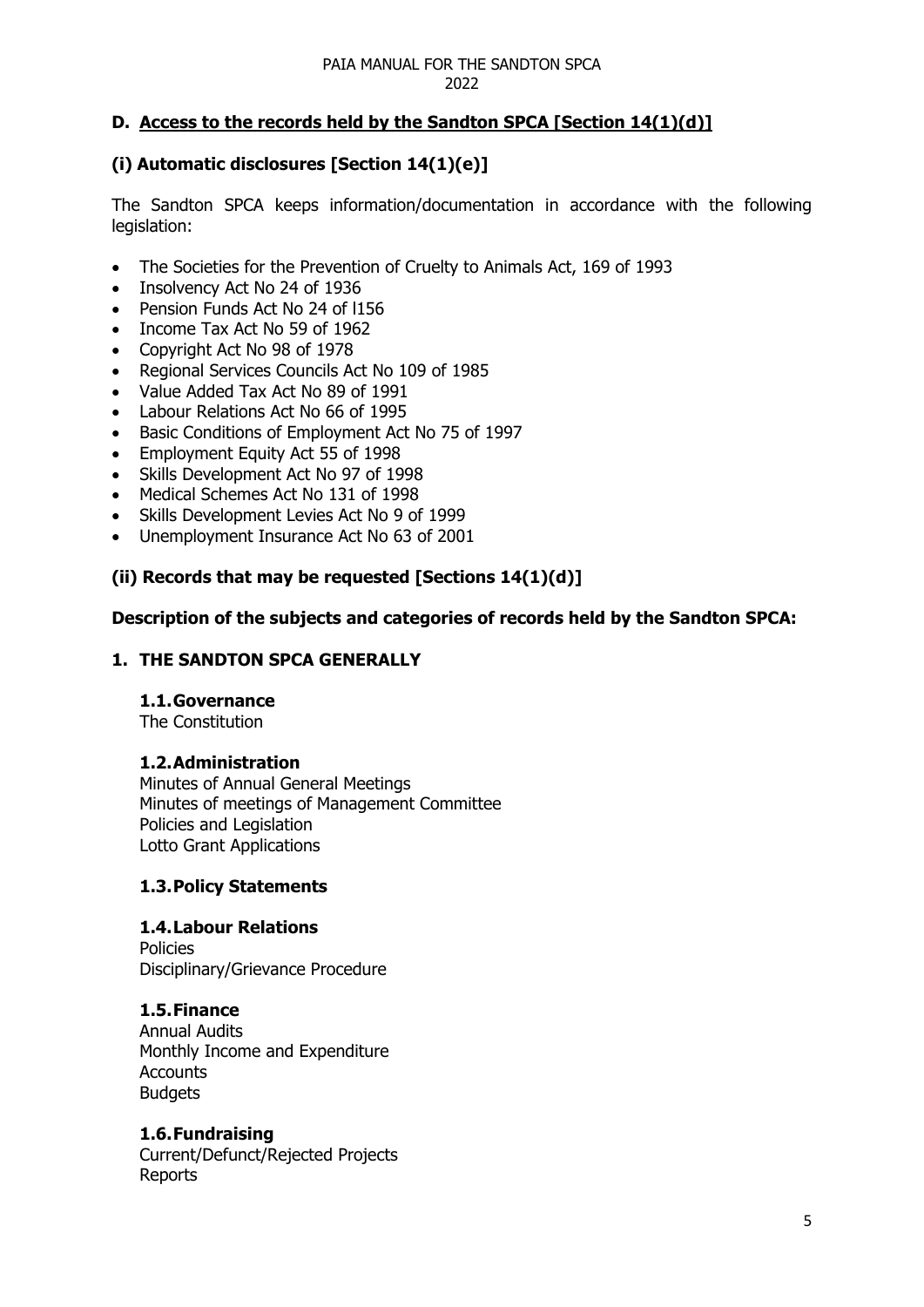## D. Access to the records held by the Sandton SPCA [Section 14(1)(d)]

### (i) Automatic disclosures [Section 14(1)(e)]

The Sandton SPCA keeps information/documentation in accordance with the following legislation:

- The Societies for the Prevention of Cruelty to Animals Act, 169 of 1993
- Insolvency Act No 24 of 1936
- Pension Funds Act No 24 of l156
- Income Tax Act No 59 of 1962
- Copyright Act No 98 of 1978
- Regional Services Councils Act No 109 of 1985
- Value Added Tax Act No 89 of 1991
- Labour Relations Act No 66 of 1995
- Basic Conditions of Employment Act No 75 of 1997
- Employment Equity Act 55 of 1998
- Skills Development Act No 97 of 1998
- Medical Schemes Act No 131 of 1998
- Skills Development Levies Act No 9 of 1999
- Unemployment Insurance Act No 63 of 2001

### (ii) Records that may be requested [Sections 14(1)(d)]

**Description of the subjects and categories of records held by the Sandton SPCA:**

#### 1. THE SANDTON SPCA GENERALLY

**1.1. Governance**
The Constitution

**1.2. Administration**
Minutes of Annual General Meetings
Minutes of meetings of Management Committee
Policies and Legislation
Lotto Grant Applications

**1.3. Policy Statements**

**1.4. Labour Relations**
Policies
Disciplinary/Grievance Procedure

**1.5. Finance**
Annual Audits
Monthly Income and Expenditure
Accounts
Budgets

**1.6. Fundraising**
Current/Defunct/Rejected Projects
Reports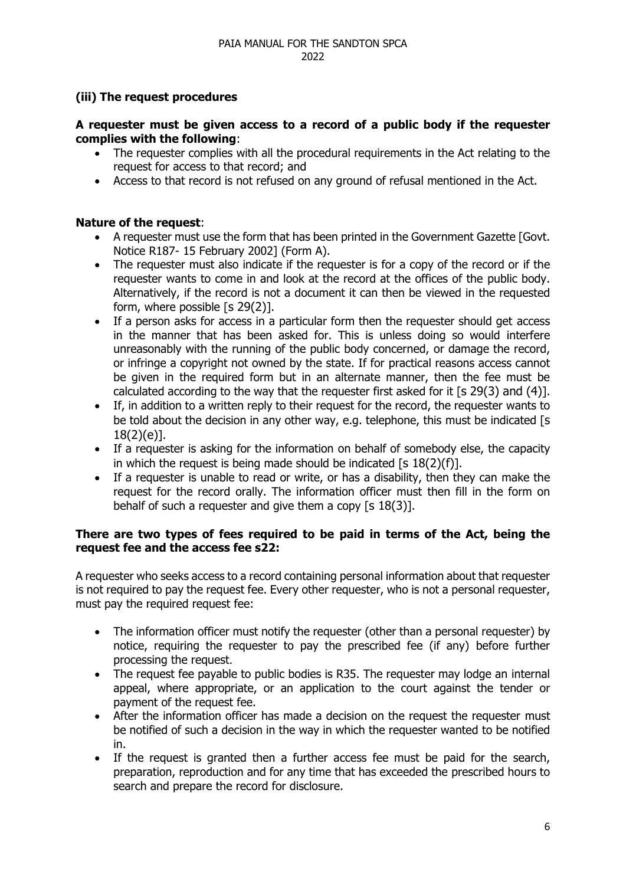### (iii) The request procedures

**A requester must be given access to a record of a public body if the requester complies with the following**:

- The requester complies with all the procedural requirements in the Act relating to the request for access to that record; and
- Access to that record is not refused on any ground of refusal mentioned in the Act.

**Nature of the request**:

- A requester must use the form that has been printed in the Government Gazette [Govt. Notice R187- 15 February 2002] (Form A).
- The requester must also indicate if the requester is for a copy of the record or if the requester wants to come in and look at the record at the offices of the public body. Alternatively, if the record is not a document it can then be viewed in the requested form, where possible [s 29(2)].
- If a person asks for access in a particular form then the requester should get access in the manner that has been asked for. This is unless doing so would interfere unreasonably with the running of the public body concerned, or damage the record, or infringe a copyright not owned by the state. If for practical reasons access cannot be given in the required form but in an alternate manner, then the fee must be calculated according to the way that the requester first asked for it [s 29(3) and (4)].
- If, in addition to a written reply to their request for the record, the requester wants to be told about the decision in any other way, e.g. telephone, this must be indicated [s 18(2)(e)].
- If a requester is asking for the information on behalf of somebody else, the capacity in which the request is being made should be indicated [s 18(2)(f)].
- If a requester is unable to read or write, or has a disability, then they can make the request for the record orally. The information officer must then fill in the form on behalf of such a requester and give them a copy [s 18(3)].

**There are two types of fees required to be paid in terms of the Act, being the request fee and the access fee s22:**

A requester who seeks access to a record containing personal information about that requester is not required to pay the request fee. Every other requester, who is not a personal requester, must pay the required request fee:

- The information officer must notify the requester (other than a personal requester) by notice, requiring the requester to pay the prescribed fee (if any) before further processing the request.
- The request fee payable to public bodies is R35. The requester may lodge an internal appeal, where appropriate, or an application to the court against the tender or payment of the request fee.
- After the information officer has made a decision on the request the requester must be notified of such a decision in the way in which the requester wanted to be notified in.
- If the request is granted then a further access fee must be paid for the search, preparation, reproduction and for any time that has exceeded the prescribed hours to search and prepare the record for disclosure.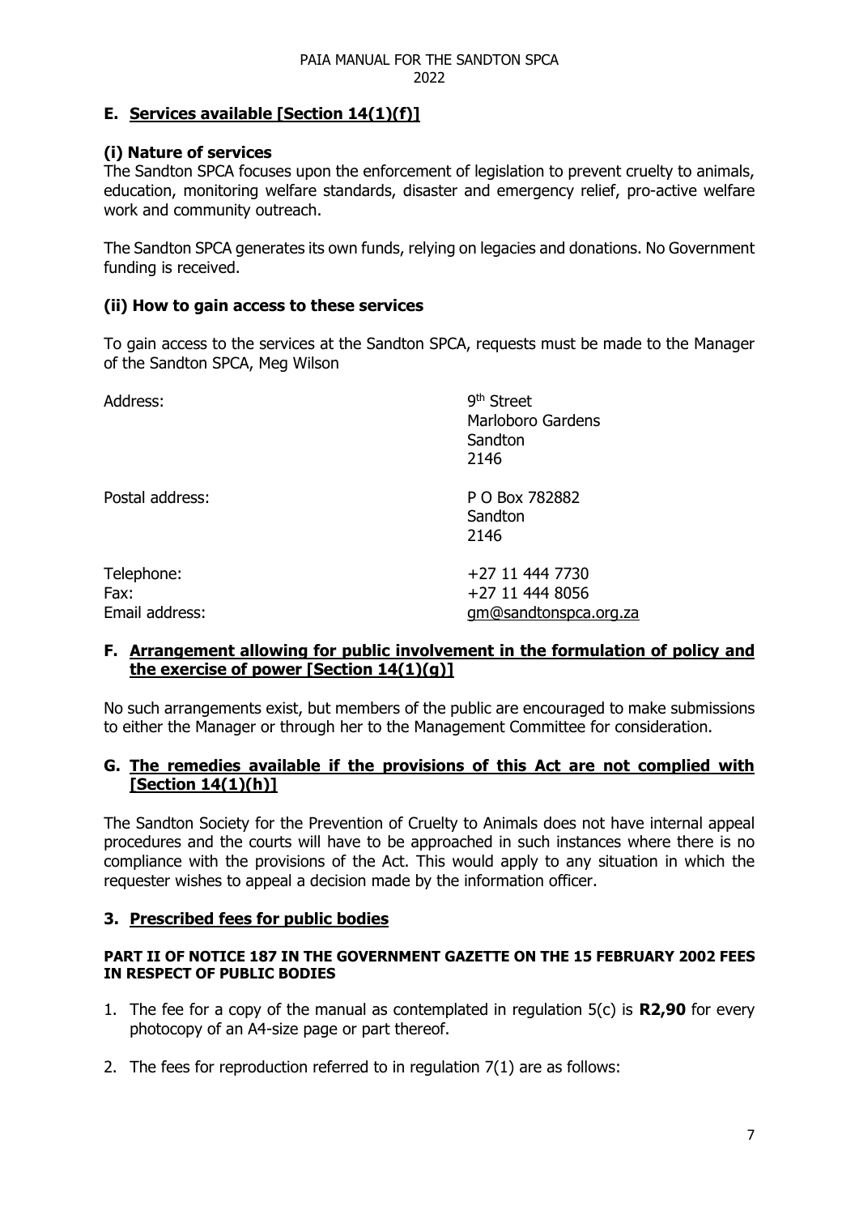## E. Services available [Section 14(1)(f)]

### (i) Nature of services

The Sandton SPCA focuses upon the enforcement of legislation to prevent cruelty to animals, education, monitoring welfare standards, disaster and emergency relief, pro-active welfare work and community outreach.

The Sandton SPCA generates its own funds, relying on legacies and donations. No Government funding is received.

### (ii) How to gain access to these services

To gain access to the services at the Sandton SPCA, requests must be made to the Manager of the Sandton SPCA, Meg Wilson

| | |
|---|---|
| Address: | 9th Street<br>Marloboro Gardens<br>Sandton<br>2146 |
| Postal address: | P O Box 782882<br>Sandton<br>2146 |
| Telephone: | +27 11 444 7730 |
| Fax: | +27 11 444 8056 |
| Email address: | gm@sandtonspca.org.za |

## F. Arrangement allowing for public involvement in the formulation of policy and the exercise of power [Section 14(1)(g)]

No such arrangements exist, but members of the public are encouraged to make submissions to either the Manager or through her to the Management Committee for consideration.

## G. The remedies available if the provisions of this Act are not complied with [Section 14(1)(h)]

The Sandton Society for the Prevention of Cruelty to Animals does not have internal appeal procedures and the courts will have to be approached in such instances where there is no compliance with the provisions of the Act. This would apply to any situation in which the requester wishes to appeal a decision made by the information officer.

## 3. Prescribed fees for public bodies

**PART II OF NOTICE 187 IN THE GOVERNMENT GAZETTE ON THE 15 FEBRUARY 2002 FEES IN RESPECT OF PUBLIC BODIES**

1. The fee for a copy of the manual as contemplated in regulation 5(c) is **R2,90** for every photocopy of an A4-size page or part thereof.
2. The fees for reproduction referred to in regulation 7(1) are as follows: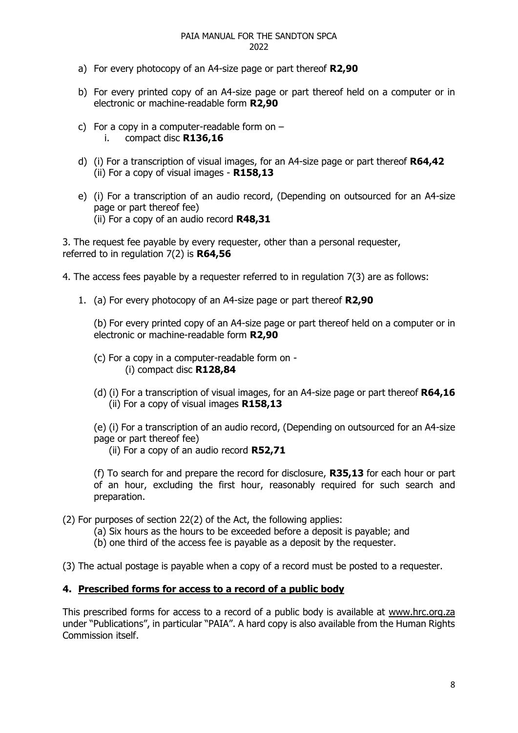a) For every photocopy of an A4-size page or part thereof **R2,90**

b) For every printed copy of an A4-size page or part thereof held on a computer or in electronic or machine-readable form **R2,90**

c) For a copy in a computer-readable form on –
   i. compact disc **R136,16**

d) (i) For a transcription of visual images, for an A4-size page or part thereof **R64,42**
   (ii) For a copy of visual images - **R158,13**

e) (i) For a transcription of an audio record, (Depending on outsourced for an A4-size page or part thereof fee)
   (ii) For a copy of an audio record **R48,31**

3. The request fee payable by every requester, other than a personal requester, referred to in regulation 7(2) is **R64,56**

4. The access fees payable by a requester referred to in regulation 7(3) are as follows:

1. (a) For every photocopy of an A4-size page or part thereof **R2,90**

   (b) For every printed copy of an A4-size page or part thereof held on a computer or in electronic or machine-readable form **R2,90**

   (c) For a copy in a computer-readable form on -
   (i) compact disc **R128,84**

   (d) (i) For a transcription of visual images, for an A4-size page or part thereof **R64,16**
   (ii) For a copy of visual images **R158,13**

   (e) (i) For a transcription of an audio record, (Depending on outsourced for an A4-size page or part thereof fee)
   (ii) For a copy of an audio record **R52,71**

   (f) To search for and prepare the record for disclosure, **R35,13** for each hour or part of an hour, excluding the first hour, reasonably required for such search and preparation.

(2) For purposes of section 22(2) of the Act, the following applies:
   (a) Six hours as the hours to be exceeded before a deposit is payable; and
   (b) one third of the access fee is payable as a deposit by the requester.

(3) The actual postage is payable when a copy of a record must be posted to a requester.

## 4. Prescribed forms for access to a record of a public body

This prescribed forms for access to a record of a public body is available at www.hrc.org.za under "Publications", in particular "PAIA". A hard copy is also available from the Human Rights Commission itself.